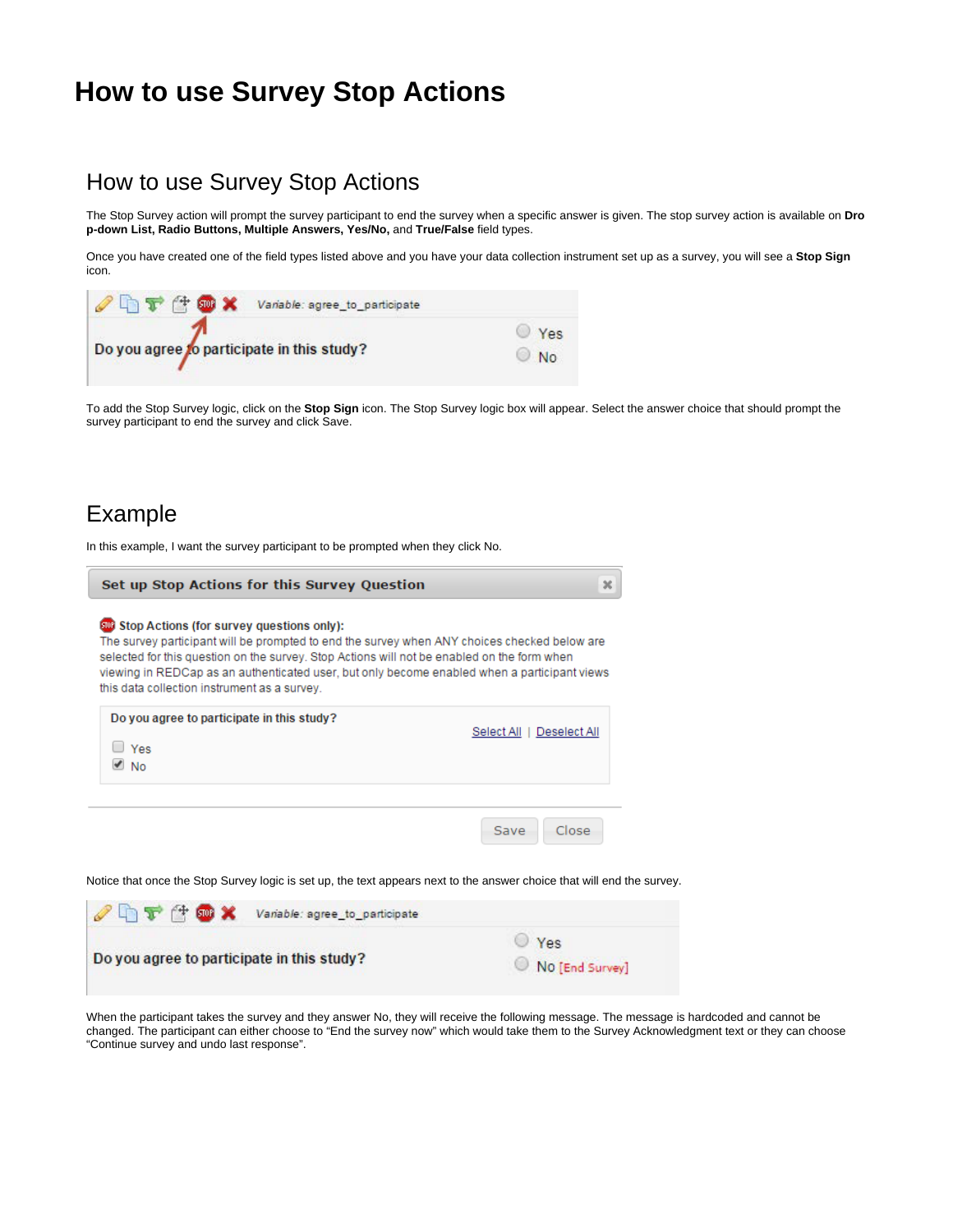# How to use Survey Stop Actions

## How to use Survey Stop Actions

The Stop Survey action will prompt the survey participant to end the survey when a specific answer is given. The stop survey action is available on **Drop-down List, Radio Buttons, Multiple Answers, Yes/No,** and **True/False** field types.

Once you have created one of the field types listed above and you have your data collection instrument set up as a survey, you will see a **Stop Sign** icon.

To add the Stop Survey logic, click on the **Stop Sign** icon. The Stop Survey logic box will appear. Select the answer choice that should prompt the survey participant to end the survey and click Save.

## Example

In this example, I want the survey participant to be prompted when they click No.

Notice that once the Stop Survey logic is set up, the text appears next to the answer choice that will end the survey.

When the participant takes the survey and they answer No, they will receive the following message. The message is hardcoded and cannot be changed. The participant can either choose to "End the survey now" which would take them to the Survey Acknowledgment text or they can choose "Continue survey and undo last response".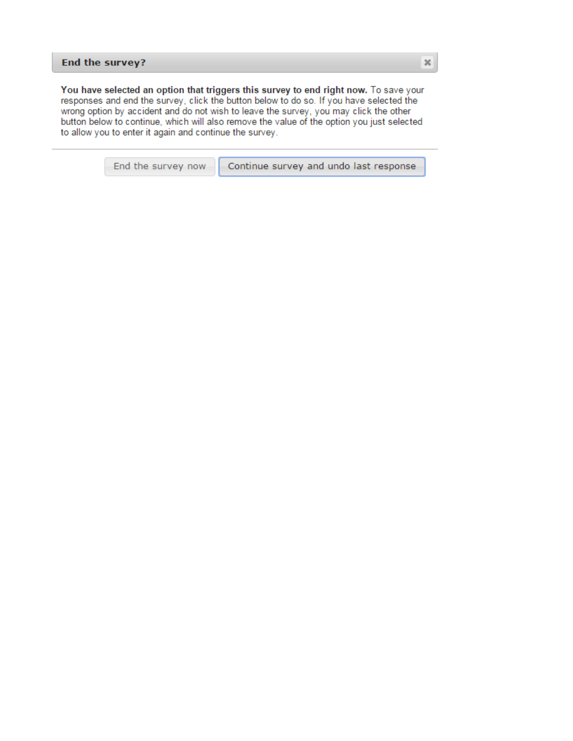**End the survey?**

**You have selected an option that triggers this survey to end right now.** To save your responses and end the survey, click the button below to do so. If you have selected the wrong option by accident and do not wish to leave the survey, you may click the other button below to continue, which will also remove the value of the option you just selected to allow you to enter it again and continue the survey.

End the survey now | Continue survey and undo last response